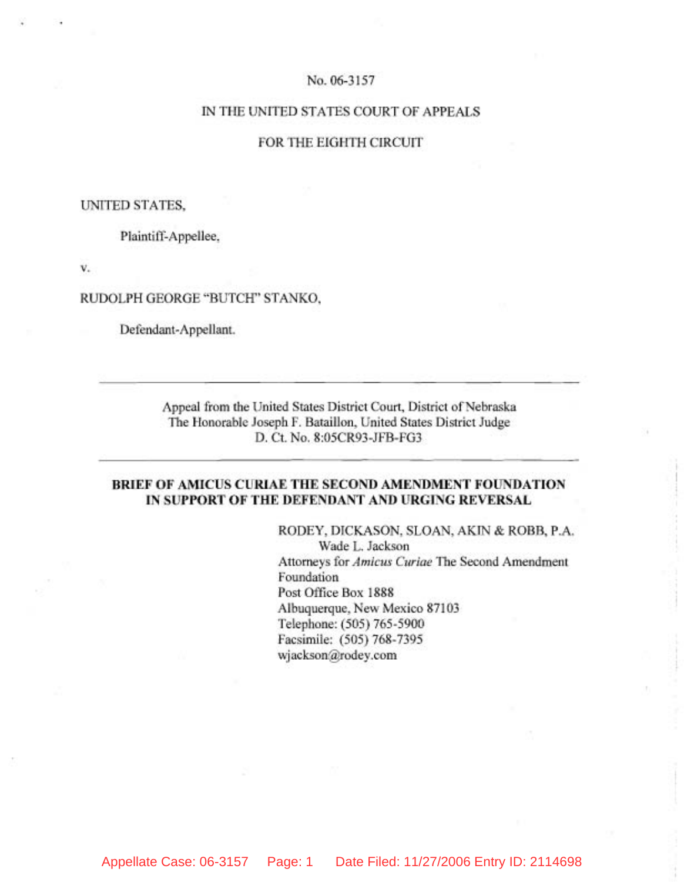No. 06-3157

IN THE UNITED STATES COURT OF APPEALS

FOR THE EIGHTH CIRCUIT

UNITED STATES,

Plaintiff-Appellee,

v.

RUDOLPH GEORGE "BUTCH" STANKO,

Defendant-Appellant.

---

Appeal from the United States District Court, District of Nebraska
The Honorable Joseph F. Bataillon, United States District Judge
D. Ct. No. 8:05CR93-JFB-FG3

---

**BRIEF OF AMICUS CURIAE THE SECOND AMENDMENT FOUNDATION IN SUPPORT OF THE DEFENDANT AND URGING REVERSAL**

RODEY, DICKASON, SLOAN, AKIN & ROBB, P.A.
Wade L. Jackson
Attorneys for *Amicus Curiae* The Second Amendment Foundation
Post Office Box 1888
Albuquerque, New Mexico 87103
Telephone: (505) 765-5900
Facsimile: (505) 768-7395
wjackson@rodey.com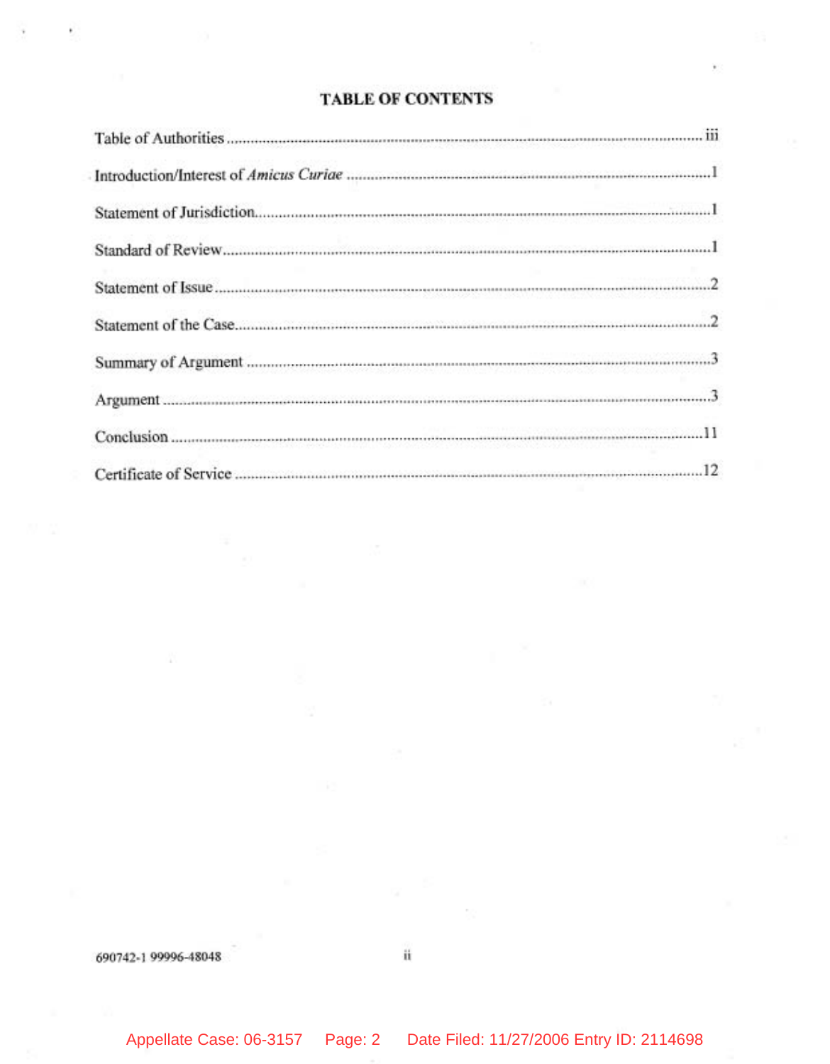# TABLE OF CONTENTS

| | |
|---|---|
| Table of Authorities | iii |
| Introduction/Interest of *Amicus Curiae* | 1 |
| Statement of Jurisdiction | 1 |
| Standard of Review | 1 |
| Statement of Issue | 2 |
| Statement of the Case | 2 |
| Summary of Argument | 3 |
| Argument | 3 |
| Conclusion | 11 |
| Certificate of Service | 12 |

690742-1 99996-48048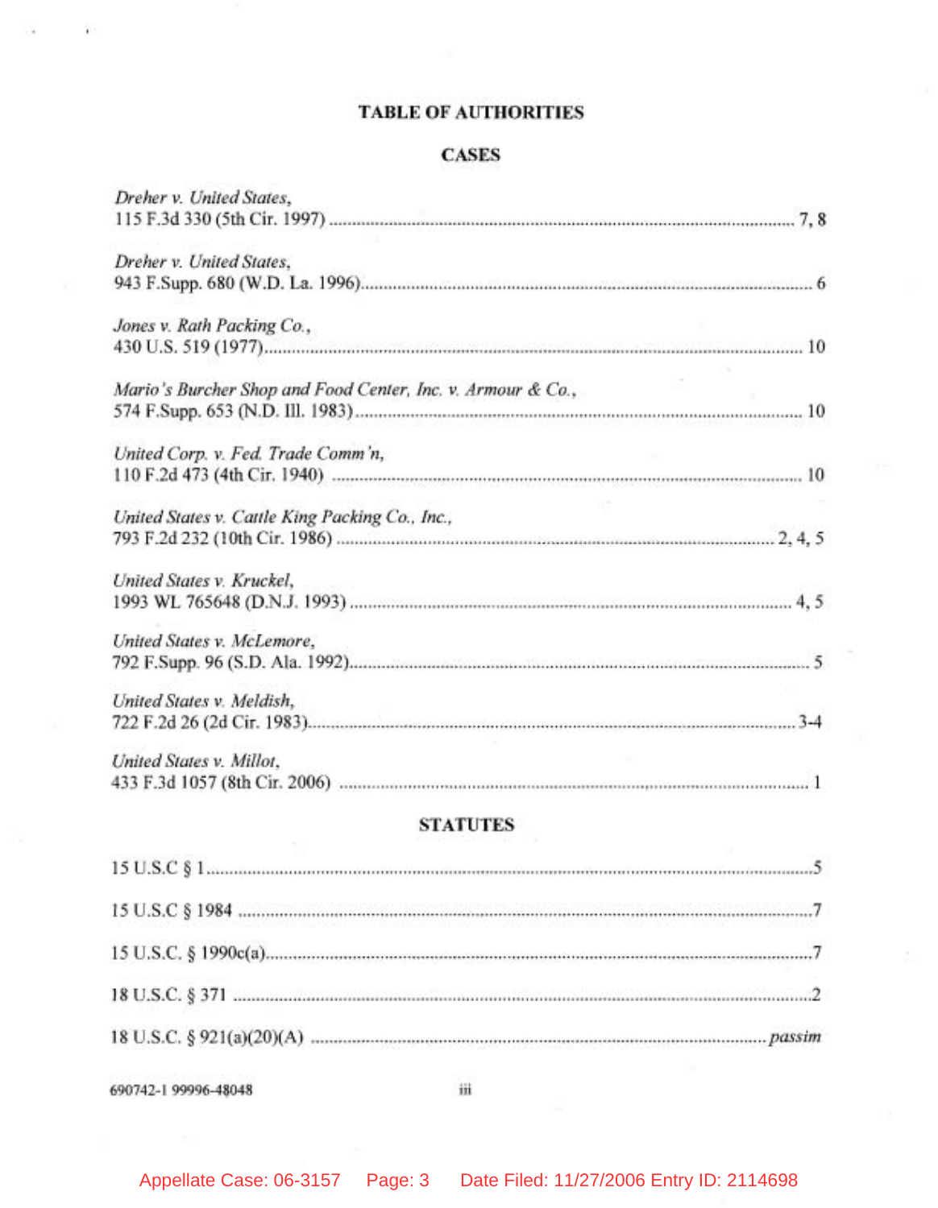# TABLE OF AUTHORITIES

## CASES

*Dreher v. United States*,
115 F.3d 330 (5th Cir. 1997) .......................................................... 7, 8

*Dreher v. United States*,
943 F.Supp. 680 (W.D. La. 1996).......................................................... 6

*Jones v. Rath Packing Co.*,
430 U.S. 519 (1977).......................................................... 10

*Mario's Burcher Shop and Food Center, Inc. v. Armour & Co.*,
574 F.Supp. 653 (N.D. Ill. 1983).......................................................... 10

*United Corp. v. Fed. Trade Comm'n*,
110 F.2d 473 (4th Cir. 1940) .......................................................... 10

*United States v. Cattle King Packing Co., Inc.*,
793 F.2d 232 (10th Cir. 1986) .......................................................... 2, 4, 5

*United States v. Kruckel*,
1993 WL 765648 (D.N.J. 1993) .......................................................... 4, 5

*United States v. McLemore*,
792 F.Supp. 96 (S.D. Ala. 1992).......................................................... 5

*United States v. Meldish*,
722 F.2d 26 (2d Cir. 1983).......................................................... 3-4

*United States v. Millot*,
433 F.3d 1057 (8th Cir. 2006) .......................................................... 1

## STATUTES

15 U.S.C § 1.......................................................... 5

15 U.S.C § 1984 .......................................................... 7

15 U.S.C. § 1990c(a).......................................................... 7

18 U.S.C. § 371 .......................................................... 2

18 U.S.C. § 921(a)(20)(A) .......................................................... *passim*

690742-1 99996-48048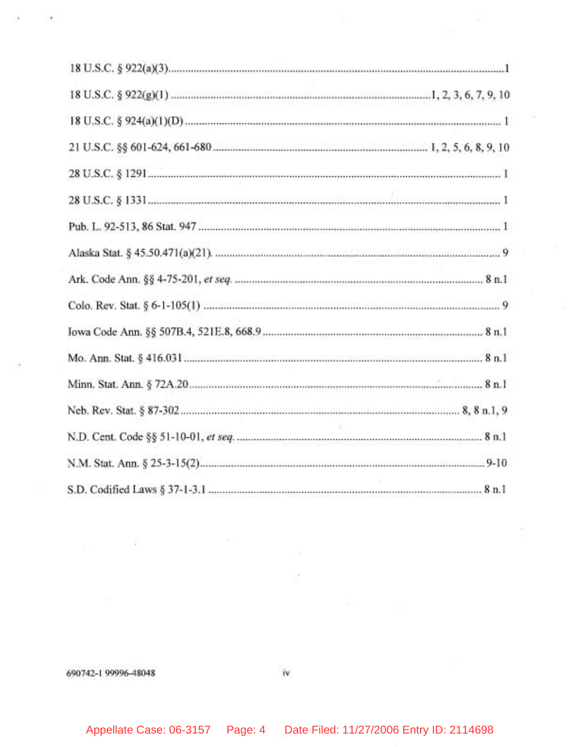18 U.S.C. § 922(a)(3)....................................................................................1

18 U.S.C. § 922(g)(1) ....................................................................1, 2, 3, 6, 7, 9, 10

18 U.S.C. § 924(a)(1)(D)................................................................................ 1

21 U.S.C. §§ 601-624, 661-680 ............................................................ 1, 2, 5, 6, 8, 9, 10

28 U.S.C. § 1291............................................................................................ 1

28 U.S.C. § 1331............................................................................................ 1

Pub. L. 92-513, 86 Stat. 947 ............................................................................ 1

Alaska Stat. § 45.50.471(a)(21). ........................................................................ 9

Ark. Code Ann. §§ 4-75-201, *et seq.* ................................................................ 8 n.1

Colo. Rev. Stat. § 6-1-105(1) ........................................................................... 9

Iowa Code Ann. §§ 507B.4, 521E.8, 668.9 ....................................................... 8 n.1

Mo. Ann. Stat. § 416.031................................................................................. 8 n.1

Minn. Stat. Ann. § 72A.20................................................................................ 8 n.1

Neb. Rev. Stat. § 87-302.......................................................................... 8, 8 n.1, 9

N.D. Cent. Code §§ 51-10-01, *et seq.* ................................................................ 8 n.1

N.M. Stat. Ann. § 25-3-15(2)............................................................................ 9-10

S.D. Codified Laws § 37-1-3.1 ......................................................................... 8 n.1

690742-1 99996-48048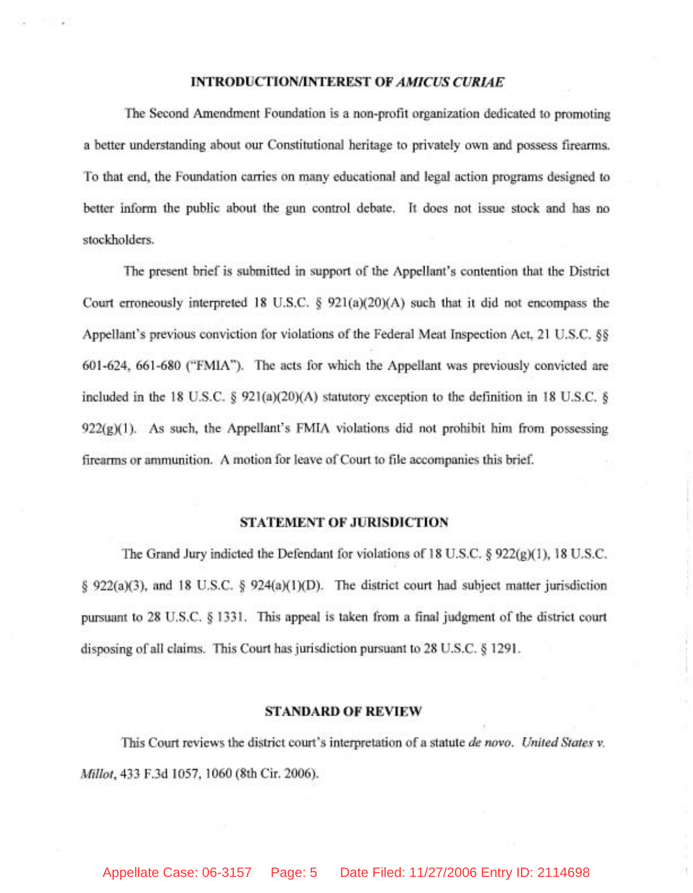## INTRODUCTION/INTEREST OF *AMICUS CURIAE*

The Second Amendment Foundation is a non-profit organization dedicated to promoting a better understanding about our Constitutional heritage to privately own and possess firearms. To that end, the Foundation carries on many educational and legal action programs designed to better inform the public about the gun control debate. It does not issue stock and has no stockholders.

The present brief is submitted in support of the Appellant's contention that the District Court erroneously interpreted 18 U.S.C. § 921(a)(20)(A) such that it did not encompass the Appellant's previous conviction for violations of the Federal Meat Inspection Act, 21 U.S.C. §§ 601-624, 661-680 ("FMIA"). The acts for which the Appellant was previously convicted are included in the 18 U.S.C. § 921(a)(20)(A) statutory exception to the definition in 18 U.S.C. § 922(g)(1). As such, the Appellant's FMIA violations did not prohibit him from possessing firearms or ammunition. A motion for leave of Court to file accompanies this brief.

## STATEMENT OF JURISDICTION

The Grand Jury indicted the Defendant for violations of 18 U.S.C. § 922(g)(1), 18 U.S.C. § 922(a)(3), and 18 U.S.C. § 924(a)(1)(D). The district court had subject matter jurisdiction pursuant to 28 U.S.C. § 1331. This appeal is taken from a final judgment of the district court disposing of all claims. This Court has jurisdiction pursuant to 28 U.S.C. § 1291.

## STANDARD OF REVIEW

This Court reviews the district court's interpretation of a statute *de novo*. *United States v. Millot*, 433 F.3d 1057, 1060 (8th Cir. 2006).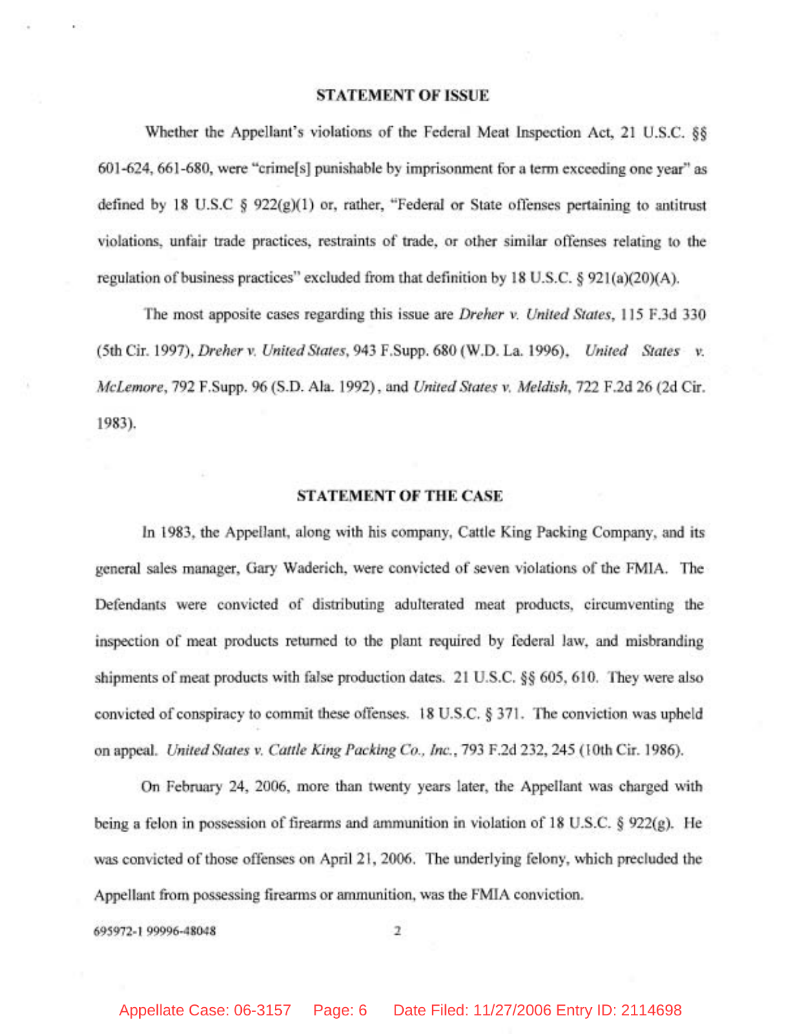## STATEMENT OF ISSUE

Whether the Appellant's violations of the Federal Meat Inspection Act, 21 U.S.C. §§ 601-624, 661-680, were "crime[s] punishable by imprisonment for a term exceeding one year" as defined by 18 U.S.C § 922(g)(1) or, rather, "Federal or State offenses pertaining to antitrust violations, unfair trade practices, restraints of trade, or other similar offenses relating to the regulation of business practices" excluded from that definition by 18 U.S.C. § 921(a)(20)(A).

The most apposite cases regarding this issue are *Dreher v. United States*, 115 F.3d 330 (5th Cir. 1997), *Dreher v. United States*, 943 F.Supp. 680 (W.D. La. 1996), *United States v. McLemore*, 792 F.Supp. 96 (S.D. Ala. 1992), and *United States v. Meldish*, 722 F.2d 26 (2d Cir. 1983).

## STATEMENT OF THE CASE

In 1983, the Appellant, along with his company, Cattle King Packing Company, and its general sales manager, Gary Waderich, were convicted of seven violations of the FMIA. The Defendants were convicted of distributing adulterated meat products, circumventing the inspection of meat products returned to the plant required by federal law, and misbranding shipments of meat products with false production dates. 21 U.S.C. §§ 605, 610. They were also convicted of conspiracy to commit these offenses. 18 U.S.C. § 371. The conviction was upheld on appeal. *United States v. Cattle King Packing Co., Inc.*, 793 F.2d 232, 245 (10th Cir. 1986).

On February 24, 2006, more than twenty years later, the Appellant was charged with being a felon in possession of firearms and ammunition in violation of 18 U.S.C. § 922(g). He was convicted of those offenses on April 21, 2006. The underlying felony, which precluded the Appellant from possessing firearms or ammunition, was the FMIA conviction.

695972-1 99996-48048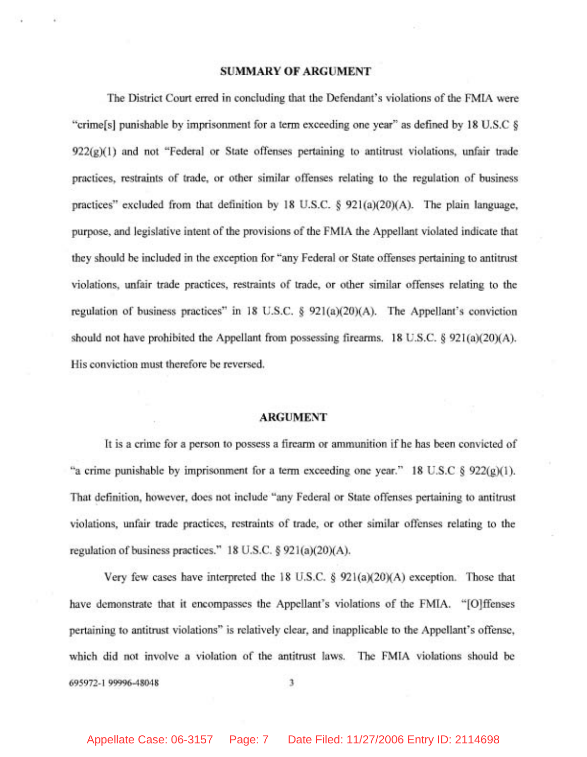## SUMMARY OF ARGUMENT

The District Court erred in concluding that the Defendant's violations of the FMIA were "crime[s] punishable by imprisonment for a term exceeding one year" as defined by 18 U.S.C § 922(g)(1) and not "Federal or State offenses pertaining to antitrust violations, unfair trade practices, restraints of trade, or other similar offenses relating to the regulation of business practices" excluded from that definition by 18 U.S.C. § 921(a)(20)(A). The plain language, purpose, and legislative intent of the provisions of the FMIA the Appellant violated indicate that they should be included in the exception for "any Federal or State offenses pertaining to antitrust violations, unfair trade practices, restraints of trade, or other similar offenses relating to the regulation of business practices" in 18 U.S.C. § 921(a)(20)(A). The Appellant's conviction should not have prohibited the Appellant from possessing firearms. 18 U.S.C. § 921(a)(20)(A). His conviction must therefore be reversed.

## ARGUMENT

It is a crime for a person to possess a firearm or ammunition if he has been convicted of "a crime punishable by imprisonment for a term exceeding one year." 18 U.S.C § 922(g)(1). That definition, however, does not include "any Federal or State offenses pertaining to antitrust violations, unfair trade practices, restraints of trade, or other similar offenses relating to the regulation of business practices." 18 U.S.C. § 921(a)(20)(A).

Very few cases have interpreted the 18 U.S.C. § 921(a)(20)(A) exception. Those that have demonstrate that it encompasses the Appellant's violations of the FMIA. "[O]ffenses pertaining to antitrust violations" is relatively clear, and inapplicable to the Appellant's offense, which did not involve a violation of the antitrust laws. The FMIA violations should be

695972-1 99996-48048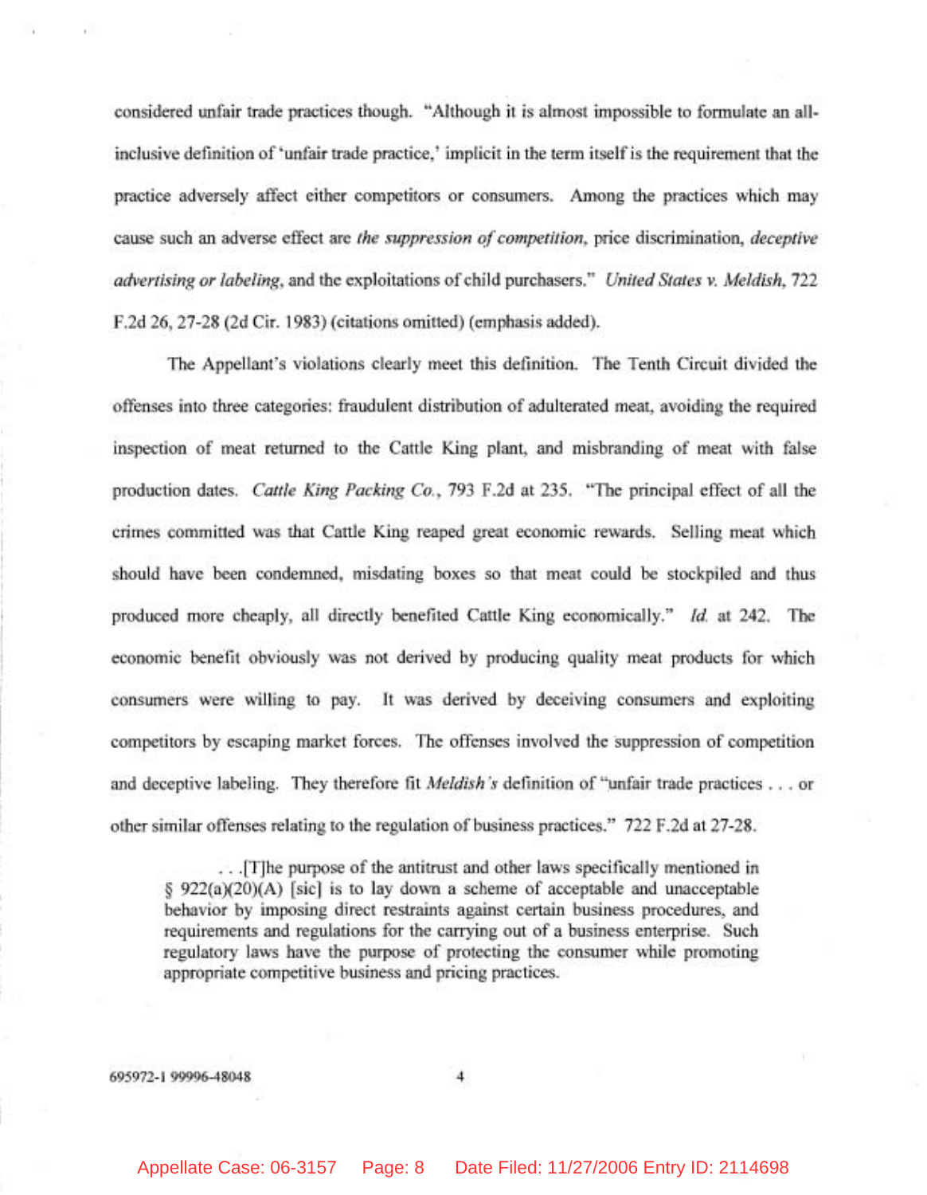considered unfair trade practices though. "Although it is almost impossible to formulate an all-inclusive definition of 'unfair trade practice,' implicit in the term itself is the requirement that the practice adversely affect either competitors or consumers. Among the practices which may cause such an adverse effect are *the suppression of competition*, price discrimination, *deceptive advertising or labeling*, and the exploitations of child purchasers." *United States v. Meldish*, 722 F.2d 26, 27-28 (2d Cir. 1983) (citations omitted) (emphasis added).

The Appellant's violations clearly meet this definition. The Tenth Circuit divided the offenses into three categories: fraudulent distribution of adulterated meat, avoiding the required inspection of meat returned to the Cattle King plant, and misbranding of meat with false production dates. *Cattle King Packing Co.*, 793 F.2d at 235. "The principal effect of all the crimes committed was that Cattle King reaped great economic rewards. Selling meat which should have been condemned, misdating boxes so that meat could be stockpiled and thus produced more cheaply, all directly benefited Cattle King economically." *Id.* at 242. The economic benefit obviously was not derived by producing quality meat products for which consumers were willing to pay. It was derived by deceiving consumers and exploiting competitors by escaping market forces. The offenses involved the suppression of competition and deceptive labeling. They therefore fit *Meldish's* definition of "unfair trade practices . . . or other similar offenses relating to the regulation of business practices." 722 F.2d at 27-28.

> . . .[T]he purpose of the antitrust and other laws specifically mentioned in § 922(a)(20)(A) [sic] is to lay down a scheme of acceptable and unacceptable behavior by imposing direct restraints against certain business procedures, and requirements and regulations for the carrying out of a business enterprise. Such regulatory laws have the purpose of protecting the consumer while promoting appropriate competitive business and pricing practices.

695972-1 99996-48048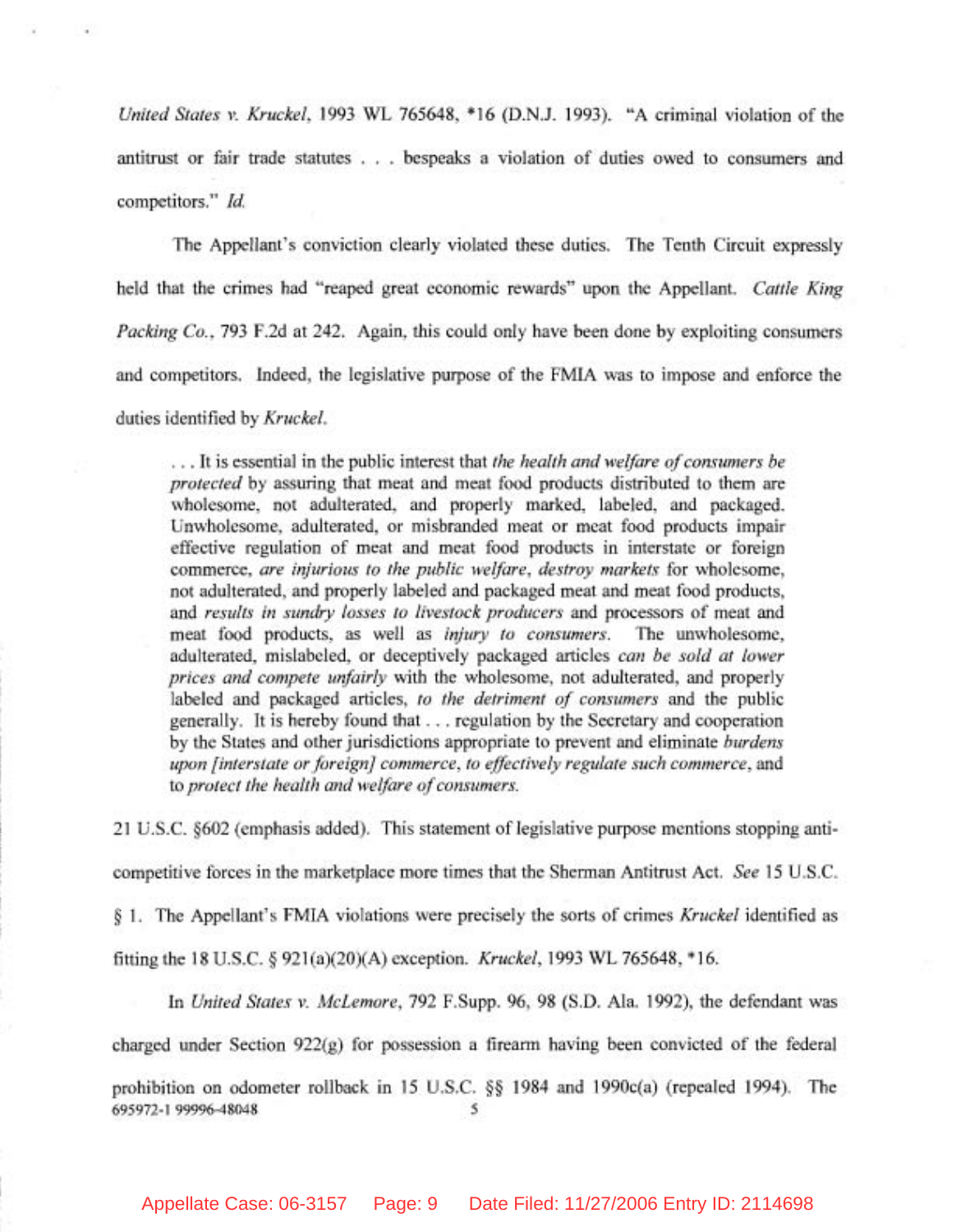*United States v. Kruckel*, 1993 WL 765648, *16 (D.N.J. 1993). "A criminal violation of the antitrust or fair trade statutes . . . bespeaks a violation of duties owed to consumers and competitors." *Id.*

The Appellant's conviction clearly violated these duties. The Tenth Circuit expressly held that the crimes had "reaped great economic rewards" upon the Appellant. *Cattle King Packing Co.*, 793 F.2d at 242. Again, this could only have been done by exploiting consumers and competitors. Indeed, the legislative purpose of the FMIA was to impose and enforce the duties identified by *Kruckel.*

> . . . It is essential in the public interest that *the health and welfare of consumers be protected* by assuring that meat and meat food products distributed to them are wholesome, not adulterated, and properly marked, labeled, and packaged. Unwholesome, adulterated, or misbranded meat or meat food products impair effective regulation of meat and meat food products in interstate or foreign commerce, *are injurious to the public welfare*, *destroy markets* for wholesome, not adulterated, and properly labeled and packaged meat and meat food products, and *results in sundry losses to livestock producers* and processors of meat and meat food products, as well as *injury to consumers*. The unwholesome, adulterated, mislabeled, or deceptively packaged articles *can be sold at lower prices and compete unfairly* with the wholesome, not adulterated, and properly labeled and packaged articles, *to the detriment of consumers* and the public generally. It is hereby found that . . . regulation by the Secretary and cooperation by the States and other jurisdictions appropriate to prevent and eliminate *burdens upon [interstate or foreign] commerce, to effectively regulate such commerce*, and to *protect the health and welfare of consumers.*

21 U.S.C. §602 (emphasis added). This statement of legislative purpose mentions stopping anti-competitive forces in the marketplace more times that the Sherman Antitrust Act. *See* 15 U.S.C. § 1. The Appellant's FMIA violations were precisely the sorts of crimes *Kruckel* identified as fitting the 18 U.S.C. § 921(a)(20)(A) exception. *Kruckel*, 1993 WL 765648, *16.

In *United States v. McLemore*, 792 F.Supp. 96, 98 (S.D. Ala. 1992), the defendant was charged under Section 922(g) for possession a firearm having been convicted of the federal prohibition on odometer rollback in 15 U.S.C. §§ 1984 and 1990c(a) (repealed 1994). The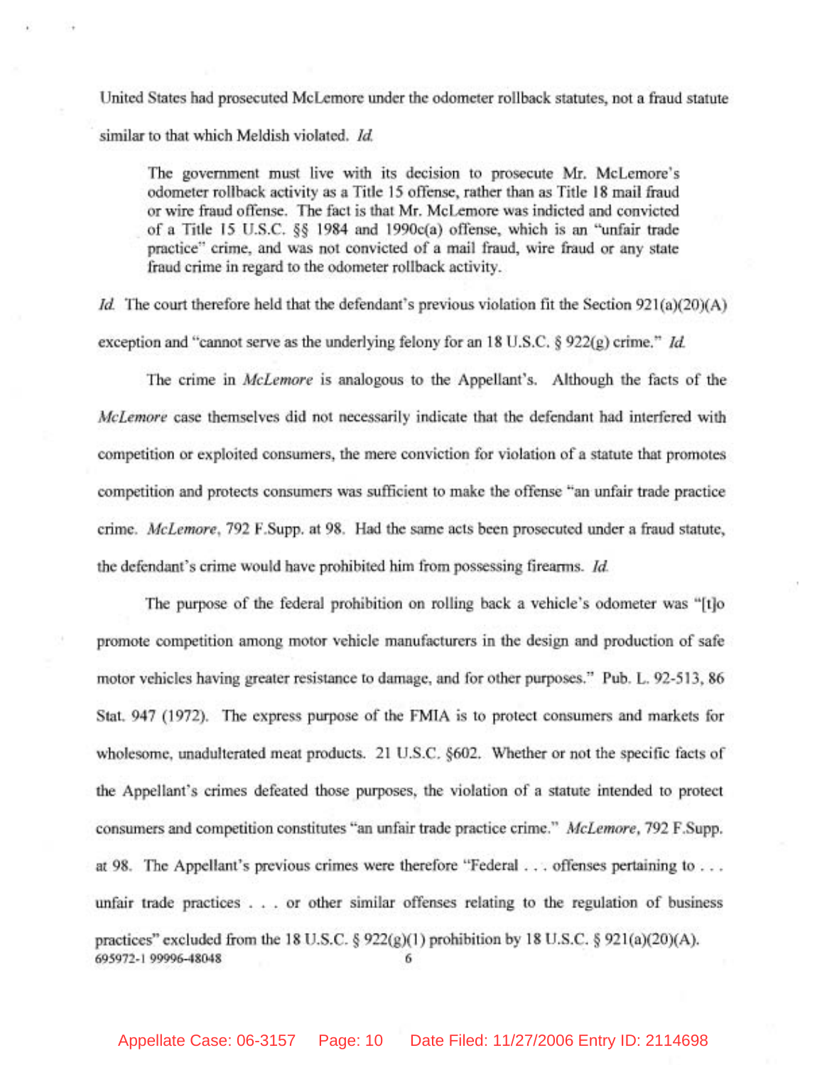United States had prosecuted McLemore under the odometer rollback statutes, not a fraud statute similar to that which Meldish violated. *Id.*

> The government must live with its decision to prosecute Mr. McLemore's odometer rollback activity as a Title 15 offense, rather than as Title 18 mail fraud or wire fraud offense. The fact is that Mr. McLemore was indicted and convicted of a Title 15 U.S.C. §§ 1984 and 1990c(a) offense, which is an "unfair trade practice" crime, and was not convicted of a mail fraud, wire fraud or any state fraud crime in regard to the odometer rollback activity.

*Id.* The court therefore held that the defendant's previous violation fit the Section 921(a)(20)(A) exception and "cannot serve as the underlying felony for an 18 U.S.C. § 922(g) crime." *Id.*

The crime in *McLemore* is analogous to the Appellant's. Although the facts of the *McLemore* case themselves did not necessarily indicate that the defendant had interfered with competition or exploited consumers, the mere conviction for violation of a statute that promotes competition and protects consumers was sufficient to make the offense "an unfair trade practice crime. *McLemore*, 792 F.Supp. at 98. Had the same acts been prosecuted under a fraud statute, the defendant's crime would have prohibited him from possessing firearms. *Id.*

The purpose of the federal prohibition on rolling back a vehicle's odometer was "[t]o promote competition among motor vehicle manufacturers in the design and production of safe motor vehicles having greater resistance to damage, and for other purposes." Pub. L. 92-513, 86 Stat. 947 (1972). The express purpose of the FMIA is to protect consumers and markets for wholesome, unadulterated meat products. 21 U.S.C. §602. Whether or not the specific facts of the Appellant's crimes defeated those purposes, the violation of a statute intended to protect consumers and competition constitutes "an unfair trade practice crime." *McLemore*, 792 F.Supp. at 98. The Appellant's previous crimes were therefore "Federal . . . offenses pertaining to . . . unfair trade practices . . . or other similar offenses relating to the regulation of business practices" excluded from the 18 U.S.C. § 922(g)(1) prohibition by 18 U.S.C. § 921(a)(20)(A).

695972-1 99996-48048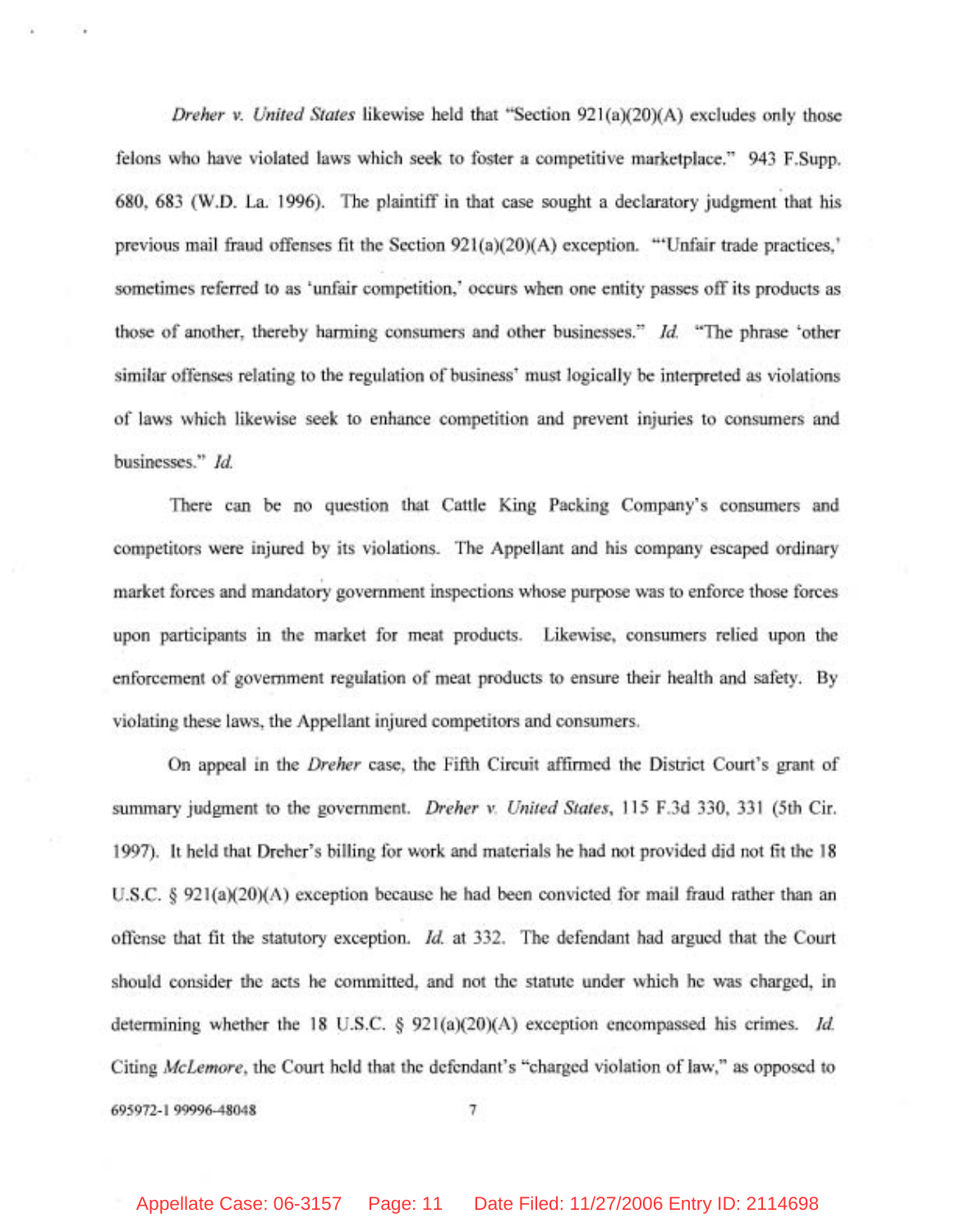*Dreher v. United States* likewise held that "Section 921(a)(20)(A) excludes only those felons who have violated laws which seek to foster a competitive marketplace." 943 F.Supp. 680, 683 (W.D. La. 1996). The plaintiff in that case sought a declaratory judgment that his previous mail fraud offenses fit the Section 921(a)(20)(A) exception. "'Unfair trade practices,' sometimes referred to as 'unfair competition,' occurs when one entity passes off its products as those of another, thereby harming consumers and other businesses." *Id.* "The phrase 'other similar offenses relating to the regulation of business' must logically be interpreted as violations of laws which likewise seek to enhance competition and prevent injuries to consumers and businesses." *Id.*

There can be no question that Cattle King Packing Company's consumers and competitors were injured by its violations. The Appellant and his company escaped ordinary market forces and mandatory government inspections whose purpose was to enforce those forces upon participants in the market for meat products. Likewise, consumers relied upon the enforcement of government regulation of meat products to ensure their health and safety. By violating these laws, the Appellant injured competitors and consumers.

On appeal in the *Dreher* case, the Fifth Circuit affirmed the District Court's grant of summary judgment to the government. *Dreher v. United States*, 115 F.3d 330, 331 (5th Cir. 1997). It held that Dreher's billing for work and materials he had not provided did not fit the 18 U.S.C. § 921(a)(20)(A) exception because he had been convicted for mail fraud rather than an offense that fit the statutory exception. *Id.* at 332. The defendant had argued that the Court should consider the acts he committed, and not the statute under which he was charged, in determining whether the 18 U.S.C. § 921(a)(20)(A) exception encompassed his crimes. *Id.* Citing *McLemore*, the Court held that the defendant's "charged violation of law," as opposed to

695972-1 99996-48048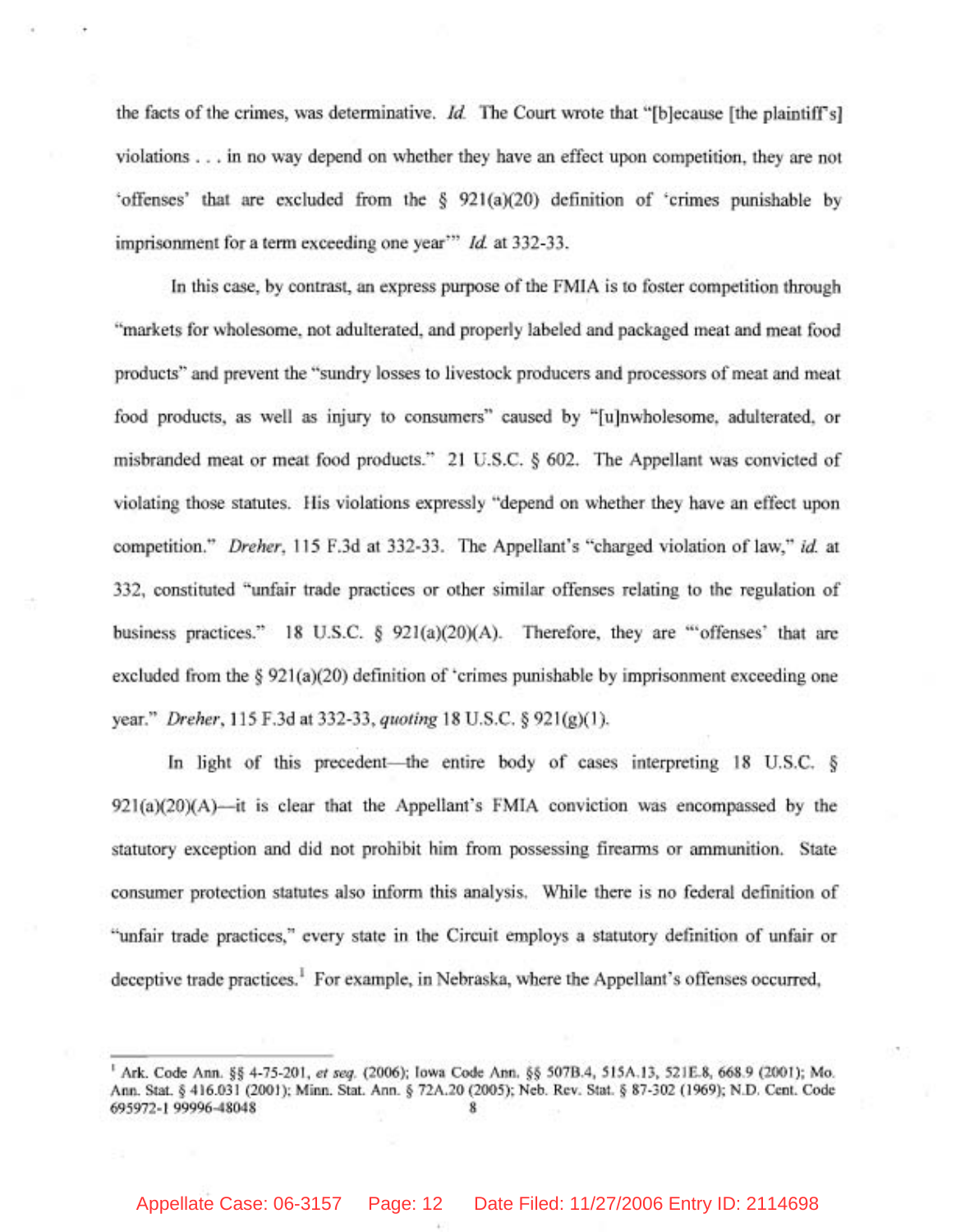the facts of the crimes, was determinative. *Id.* The Court wrote that "[b]ecause [the plaintiff's] violations . . . in no way depend on whether they have an effect upon competition, they are not 'offenses' that are excluded from the § 921(a)(20) definition of 'crimes punishable by imprisonment for a term exceeding one year'" *Id.* at 332-33.

In this case, by contrast, an express purpose of the FMIA is to foster competition through "markets for wholesome, not adulterated, and properly labeled and packaged meat and meat food products" and prevent the "sundry losses to livestock producers and processors of meat and meat food products, as well as injury to consumers" caused by "[u]nwholesome, adulterated, or misbranded meat or meat food products." 21 U.S.C. § 602. The Appellant was convicted of violating those statutes. His violations expressly "depend on whether they have an effect upon competition." *Dreher*, 115 F.3d at 332-33. The Appellant's "charged violation of law," *id.* at 332, constituted "unfair trade practices or other similar offenses relating to the regulation of business practices." 18 U.S.C. § 921(a)(20)(A). Therefore, they are "'offenses' that are excluded from the § 921(a)(20) definition of 'crimes punishable by imprisonment exceeding one year." *Dreher*, 115 F.3d at 332-33, *quoting* 18 U.S.C. § 921(g)(1).

In light of this precedent—the entire body of cases interpreting 18 U.S.C. § 921(a)(20)(A)—it is clear that the Appellant's FMIA conviction was encompassed by the statutory exception and did not prohibit him from possessing firearms or ammunition. State consumer protection statutes also inform this analysis. While there is no federal definition of "unfair trade practices," every state in the Circuit employs a statutory definition of unfair or deceptive trade practices.[1] For example, in Nebraska, where the Appellant's offenses occurred,

---

[1] Ark. Code Ann. §§ 4-75-201, *et seq.* (2006); Iowa Code Ann. §§ 507B.4, 515A.13, 521E.8, 668.9 (2001); Mo. Ann. Stat. § 416.031 (2001); Minn. Stat. Ann. § 72A.20 (2005); Neb. Rev. Stat. § 87-302 (1969); N.D. Cent. Code

695972-1 99996-48048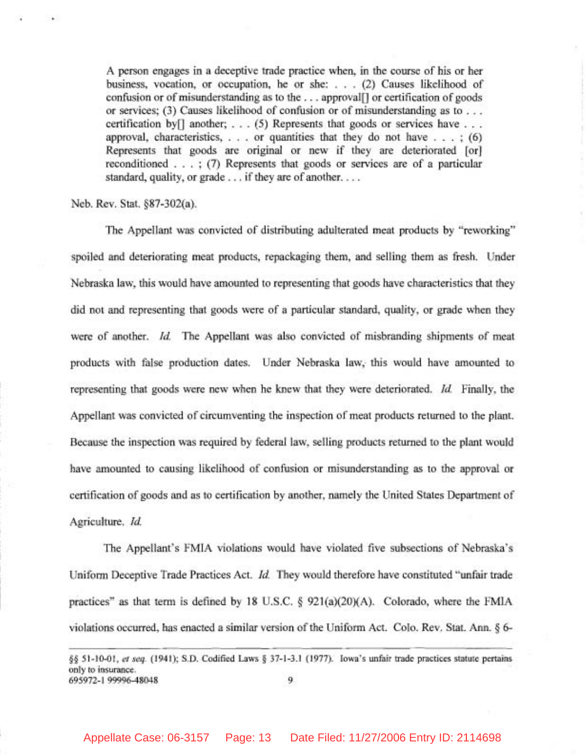> A person engages in a deceptive trade practice when, in the course of his or her business, vocation, or occupation, he or she: . . . (2) Causes likelihood of confusion or of misunderstanding as to the . . . approval[] or certification of goods or services; (3) Causes likelihood of confusion or of misunderstanding as to . . . certification by[] another; . . . (5) Represents that goods or services have . . . approval, characteristics, . . . or quantities that they do not have . . . ; (6) Represents that goods are original or new if they are deteriorated [or] reconditioned . . . ; (7) Represents that goods or services are of a particular standard, quality, or grade . . . if they are of another. . . .

Neb. Rev. Stat. §87-302(a).

The Appellant was convicted of distributing adulterated meat products by "reworking" spoiled and deteriorating meat products, repackaging them, and selling them as fresh. Under Nebraska law, this would have amounted to representing that goods have characteristics that they did not and representing that goods were of a particular standard, quality, or grade when they were of another. *Id.* The Appellant was also convicted of misbranding shipments of meat products with false production dates. Under Nebraska law, this would have amounted to representing that goods were new when he knew that they were deteriorated. *Id.* Finally, the Appellant was convicted of circumventing the inspection of meat products returned to the plant. Because the inspection was required by federal law, selling products returned to the plant would have amounted to causing likelihood of confusion or misunderstanding as to the approval or certification of goods and as to certification by another, namely the United States Department of Agriculture. *Id.*

The Appellant's FMIA violations would have violated five subsections of Nebraska's Uniform Deceptive Trade Practices Act. *Id.* They would therefore have constituted "unfair trade practices" as that term is defined by 18 U.S.C. § 921(a)(20)(A). Colorado, where the FMIA violations occurred, has enacted a similar version of the Uniform Act. Colo. Rev. Stat. Ann. § 6-

---

§§ 51-10-01, *et seq.* (1941); S.D. Codified Laws § 37-1-3.1 (1977). Iowa's unfair trade practices statute pertains only to insurance.

695972-1 99996-48048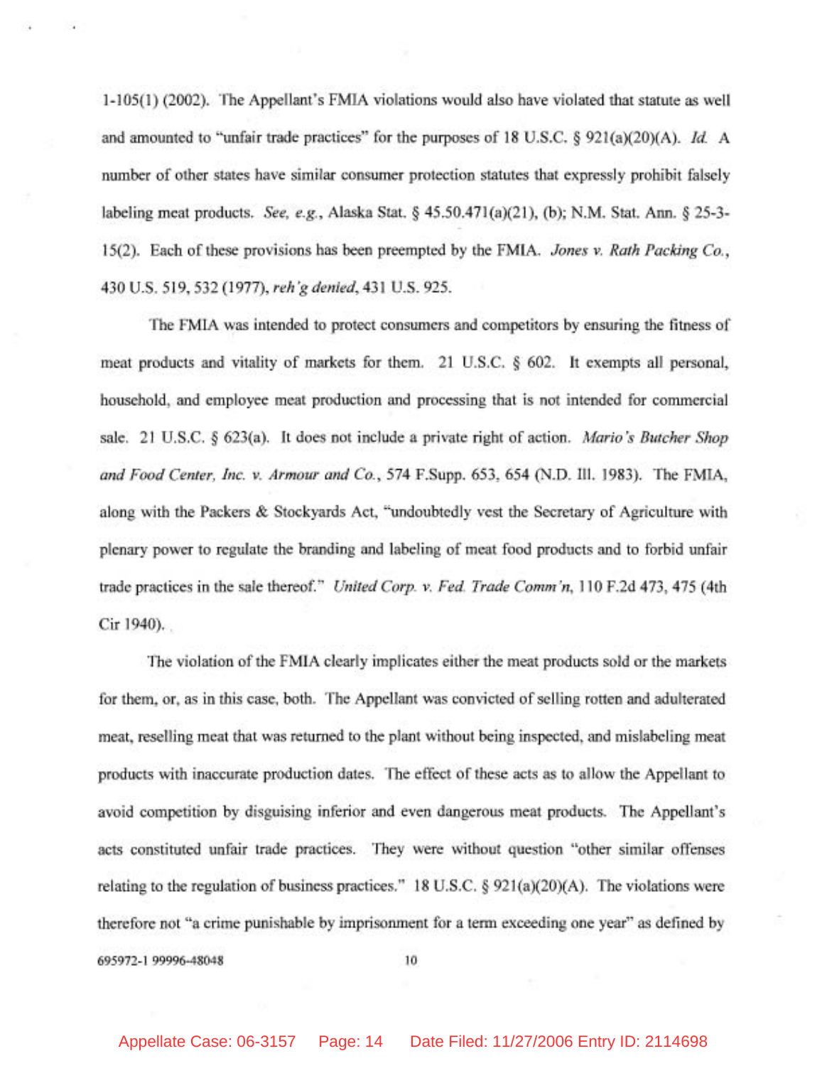1-105(1) (2002). The Appellant's FMIA violations would also have violated that statute as well and amounted to "unfair trade practices" for the purposes of 18 U.S.C. § 921(a)(20)(A). *Id.* A number of other states have similar consumer protection statutes that expressly prohibit falsely labeling meat products. *See, e.g.*, Alaska Stat. § 45.50.471(a)(21), (b); N.M. Stat. Ann. § 25-3-15(2). Each of these provisions has been preempted by the FMIA. *Jones v. Rath Packing Co.*, 430 U.S. 519, 532 (1977), *reh'g denied*, 431 U.S. 925.

The FMIA was intended to protect consumers and competitors by ensuring the fitness of meat products and vitality of markets for them. 21 U.S.C. § 602. It exempts all personal, household, and employee meat production and processing that is not intended for commercial sale. 21 U.S.C. § 623(a). It does not include a private right of action. *Mario's Butcher Shop and Food Center, Inc. v. Armour and Co.*, 574 F.Supp. 653, 654 (N.D. Ill. 1983). The FMIA, along with the Packers & Stockyards Act, "undoubtedly vest the Secretary of Agriculture with plenary power to regulate the branding and labeling of meat food products and to forbid unfair trade practices in the sale thereof." *United Corp. v. Fed. Trade Comm'n*, 110 F.2d 473, 475 (4th Cir 1940).

The violation of the FMIA clearly implicates either the meat products sold or the markets for them, or, as in this case, both. The Appellant was convicted of selling rotten and adulterated meat, reselling meat that was returned to the plant without being inspected, and mislabeling meat products with inaccurate production dates. The effect of these acts as to allow the Appellant to avoid competition by disguising inferior and even dangerous meat products. The Appellant's acts constituted unfair trade practices. They were without question "other similar offenses relating to the regulation of business practices." 18 U.S.C. § 921(a)(20)(A). The violations were therefore not "a crime punishable by imprisonment for a term exceeding one year" as defined by

695972-1 99996-48048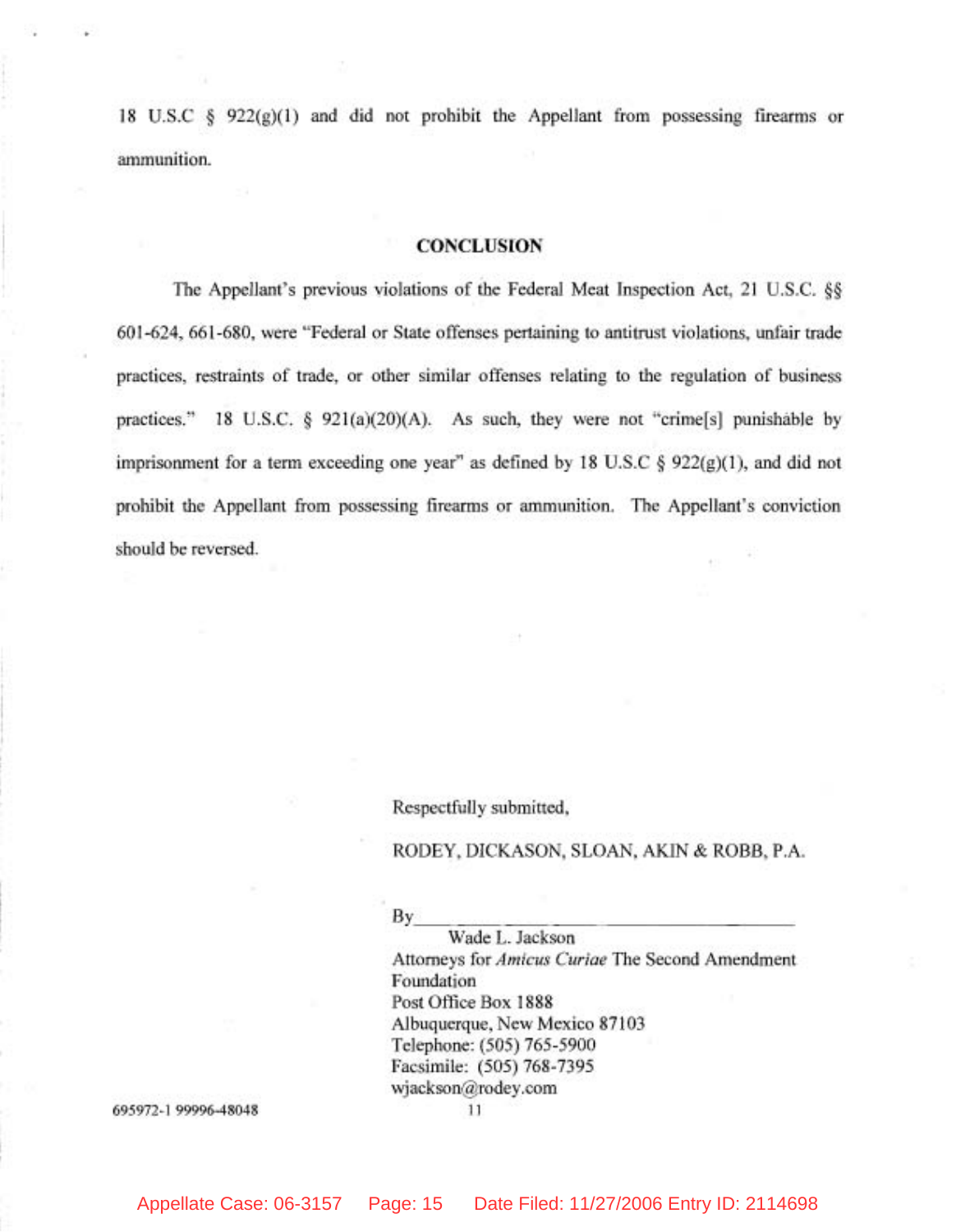18 U.S.C § 922(g)(1) and did not prohibit the Appellant from possessing firearms or ammunition.

## CONCLUSION

The Appellant's previous violations of the Federal Meat Inspection Act, 21 U.S.C. §§ 601-624, 661-680, were "Federal or State offenses pertaining to antitrust violations, unfair trade practices, restraints of trade, or other similar offenses relating to the regulation of business practices." 18 U.S.C. § 921(a)(20)(A). As such, they were not "crime[s] punishable by imprisonment for a term exceeding one year" as defined by 18 U.S.C § 922(g)(1), and did not prohibit the Appellant from possessing firearms or ammunition. The Appellant's conviction should be reversed.

Respectfully submitted,

RODEY, DICKASON, SLOAN, AKIN & ROBB, P.A.

By\_\_\_\_\_\_\_\_\_\_\_\_\_\_\_\_\_\_\_\_\_\_\_\_\_\_\_\_\_\_\_\_
Wade L. Jackson
Attorneys for *Amicus Curiae* The Second Amendment Foundation
Post Office Box 1888
Albuquerque, New Mexico 87103
Telephone: (505) 765-5900
Facsimile: (505) 768-7395
wjackson@rodey.com

695972-1 99996-48048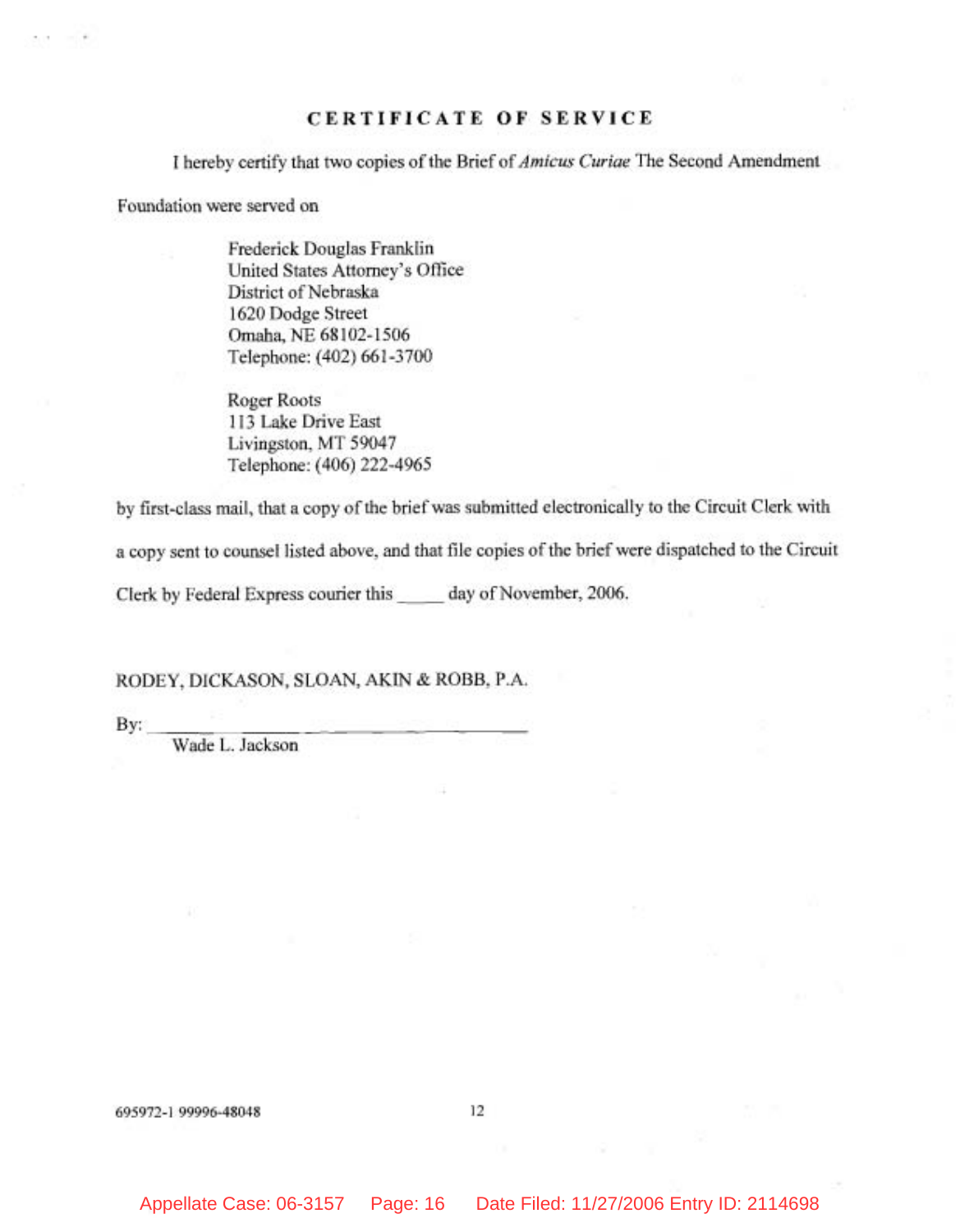## CERTIFICATE OF SERVICE

I hereby certify that two copies of the Brief of *Amicus Curiae* The Second Amendment Foundation were served on

Frederick Douglas Franklin
United States Attorney's Office
District of Nebraska
1620 Dodge Street
Omaha, NE 68102-1506
Telephone: (402) 661-3700

Roger Roots
113 Lake Drive East
Livingston, MT 59047
Telephone: (406) 222-4965

by first-class mail, that a copy of the brief was submitted electronically to the Circuit Clerk with a copy sent to counsel listed above, and that file copies of the brief were dispatched to the Circuit Clerk by Federal Express courier this _____ day of November, 2006.

RODEY, DICKASON, SLOAN, AKIN & ROBB, P.A.

By: ________________________________
Wade L. Jackson

695972-1 99996-48048